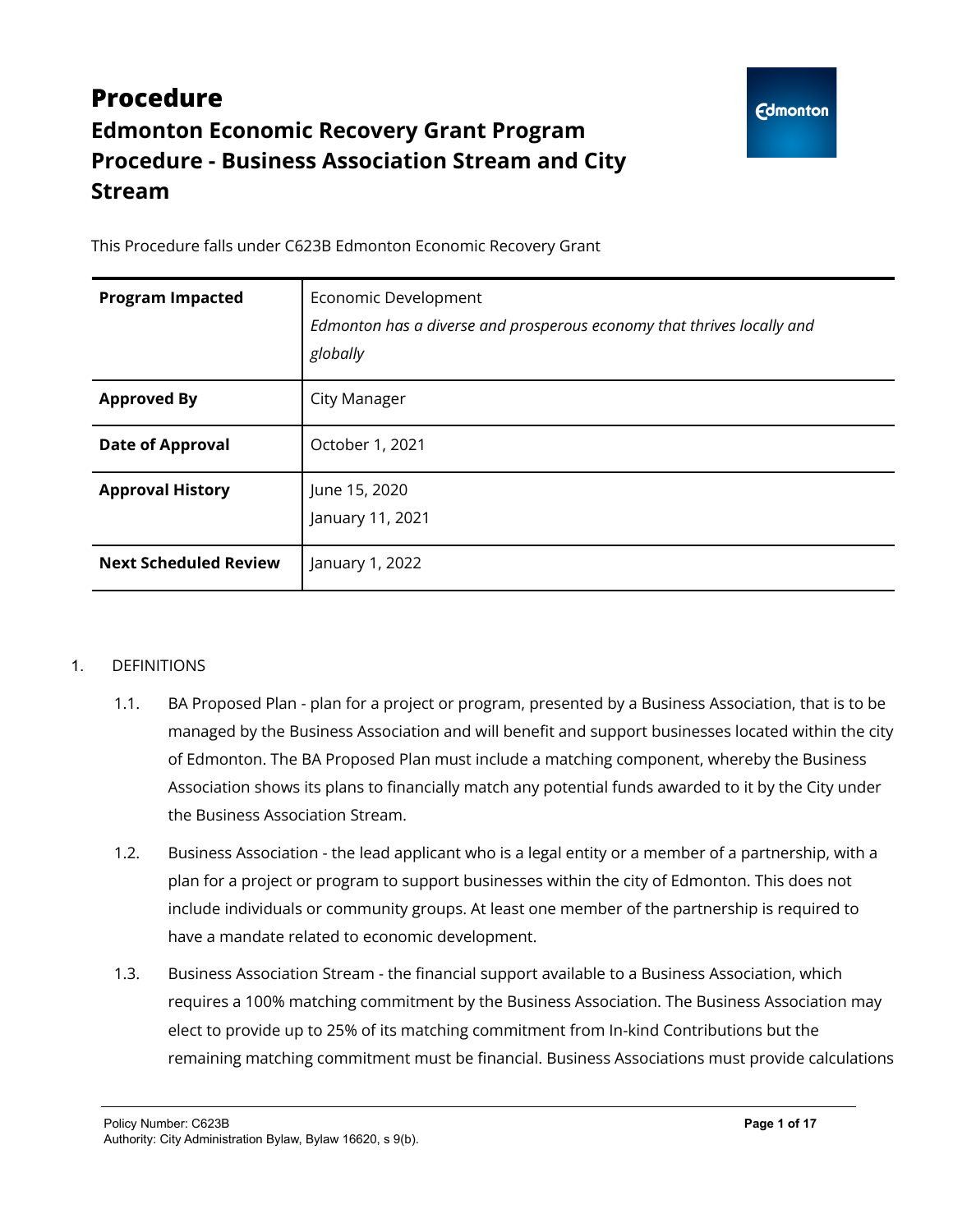# Procedure

## Edmonton Economic Recovery Grant Program Procedure - Business Association Stream and City Stream

This Procedure falls under C623B Edmonton Economic Recovery Grant

| | |
|---|---|
| **Program Impacted** | Economic Development<br>*Edmonton has a diverse and prosperous economy that thrives locally and globally* |
| **Approved By** | City Manager |
| **Date of Approval** | October 1, 2021 |
| **Approval History** | June 15, 2020<br>January 11, 2021 |
| **Next Scheduled Review** | January 1, 2022 |

1. DEFINITIONS

    1.1. BA Proposed Plan - plan for a project or program, presented by a Business Association, that is to be managed by the Business Association and will benefit and support businesses located within the city of Edmonton. The BA Proposed Plan must include a matching component, whereby the Business Association shows its plans to financially match any potential funds awarded to it by the City under the Business Association Stream.

    1.2. Business Association - the lead applicant who is a legal entity or a member of a partnership, with a plan for a project or program to support businesses within the city of Edmonton. This does not include individuals or community groups. At least one member of the partnership is required to have a mandate related to economic development.

    1.3. Business Association Stream - the financial support available to a Business Association, which requires a 100% matching commitment by the Business Association. The Business Association may elect to provide up to 25% of its matching commitment from In-kind Contributions but the remaining matching commitment must be financial. Business Associations must provide calculations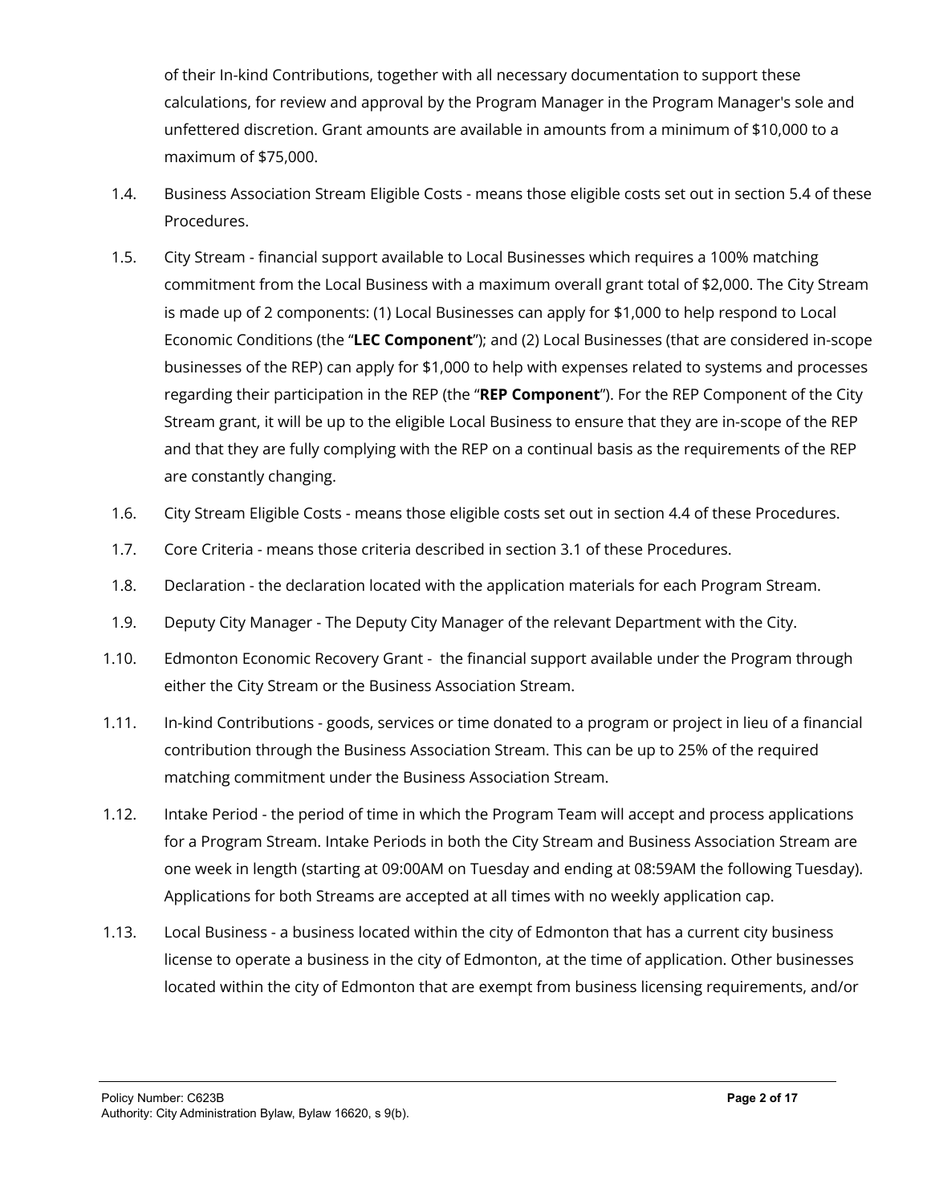of their In-kind Contributions, together with all necessary documentation to support these calculations, for review and approval by the Program Manager in the Program Manager's sole and unfettered discretion. Grant amounts are available in amounts from a minimum of $10,000 to a maximum of $75,000.

1.4. Business Association Stream Eligible Costs - means those eligible costs set out in section 5.4 of these Procedures.

1.5. City Stream - financial support available to Local Businesses which requires a 100% matching commitment from the Local Business with a maximum overall grant total of $2,000. The City Stream is made up of 2 components: (1) Local Businesses can apply for $1,000 to help respond to Local Economic Conditions (the "**LEC Component**"); and (2) Local Businesses (that are considered in-scope businesses of the REP) can apply for $1,000 to help with expenses related to systems and processes regarding their participation in the REP (the "**REP Component**"). For the REP Component of the City Stream grant, it will be up to the eligible Local Business to ensure that they are in-scope of the REP and that they are fully complying with the REP on a continual basis as the requirements of the REP are constantly changing.

1.6. City Stream Eligible Costs - means those eligible costs set out in section 4.4 of these Procedures.

1.7. Core Criteria - means those criteria described in section 3.1 of these Procedures.

1.8. Declaration - the declaration located with the application materials for each Program Stream.

1.9. Deputy City Manager - The Deputy City Manager of the relevant Department with the City.

1.10. Edmonton Economic Recovery Grant - the financial support available under the Program through either the City Stream or the Business Association Stream.

1.11. In-kind Contributions - goods, services or time donated to a program or project in lieu of a financial contribution through the Business Association Stream. This can be up to 25% of the required matching commitment under the Business Association Stream.

1.12. Intake Period - the period of time in which the Program Team will accept and process applications for a Program Stream. Intake Periods in both the City Stream and Business Association Stream are one week in length (starting at 09:00AM on Tuesday and ending at 08:59AM the following Tuesday). Applications for both Streams are accepted at all times with no weekly application cap.

1.13. Local Business - a business located within the city of Edmonton that has a current city business license to operate a business in the city of Edmonton, at the time of application. Other businesses located within the city of Edmonton that are exempt from business licensing requirements, and/or

Policy Number: C623B
Authority: City Administration Bylaw, Bylaw 16620, s 9(b).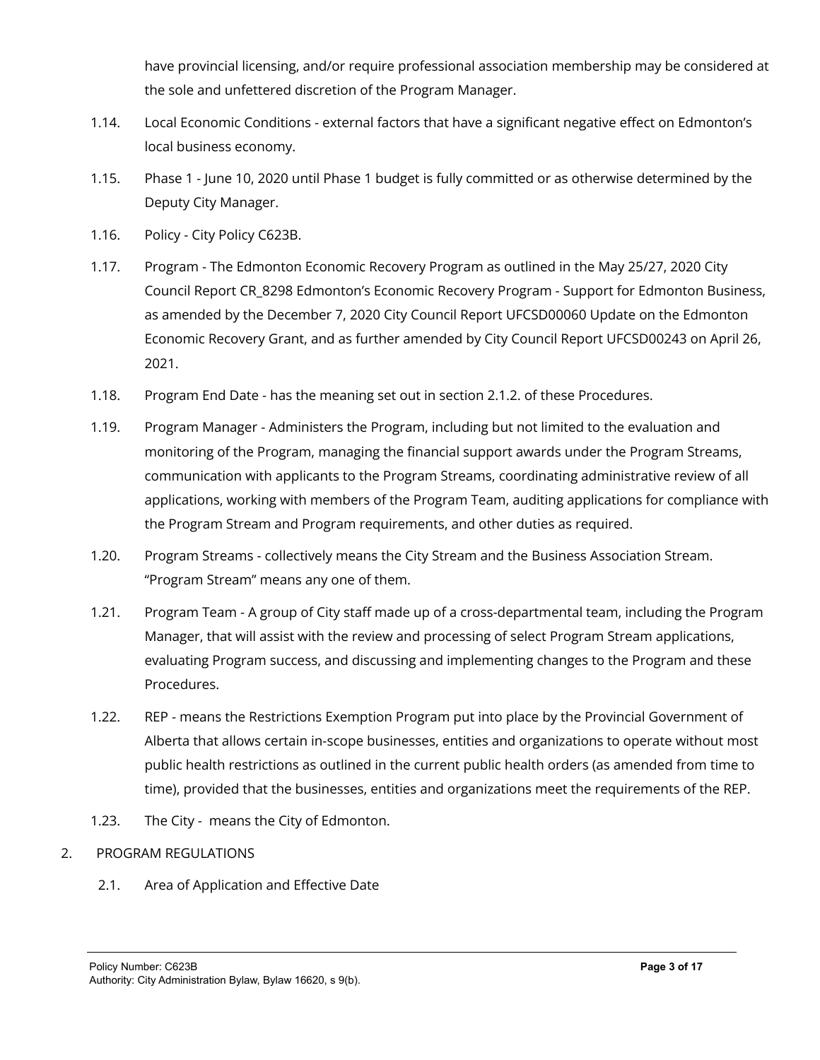have provincial licensing, and/or require professional association membership may be considered at the sole and unfettered discretion of the Program Manager.

1.14. Local Economic Conditions - external factors that have a significant negative effect on Edmonton's local business economy.

1.15. Phase 1 - June 10, 2020 until Phase 1 budget is fully committed or as otherwise determined by the Deputy City Manager.

1.16. Policy - City Policy C623B.

1.17. Program - The Edmonton Economic Recovery Program as outlined in the May 25/27, 2020 City Council Report CR_8298 Edmonton's Economic Recovery Program - Support for Edmonton Business, as amended by the December 7, 2020 City Council Report UFCSD00060 Update on the Edmonton Economic Recovery Grant, and as further amended by City Council Report UFCSD00243 on April 26, 2021.

1.18. Program End Date - has the meaning set out in section 2.1.2. of these Procedures.

1.19. Program Manager - Administers the Program, including but not limited to the evaluation and monitoring of the Program, managing the financial support awards under the Program Streams, communication with applicants to the Program Streams, coordinating administrative review of all applications, working with members of the Program Team, auditing applications for compliance with the Program Stream and Program requirements, and other duties as required.

1.20. Program Streams - collectively means the City Stream and the Business Association Stream. "Program Stream" means any one of them.

1.21. Program Team - A group of City staff made up of a cross-departmental team, including the Program Manager, that will assist with the review and processing of select Program Stream applications, evaluating Program success, and discussing and implementing changes to the Program and these Procedures.

1.22. REP - means the Restrictions Exemption Program put into place by the Provincial Government of Alberta that allows certain in-scope businesses, entities and organizations to operate without most public health restrictions as outlined in the current public health orders (as amended from time to time), provided that the businesses, entities and organizations meet the requirements of the REP.

1.23. The City - means the City of Edmonton.

2. PROGRAM REGULATIONS

2.1. Area of Application and Effective Date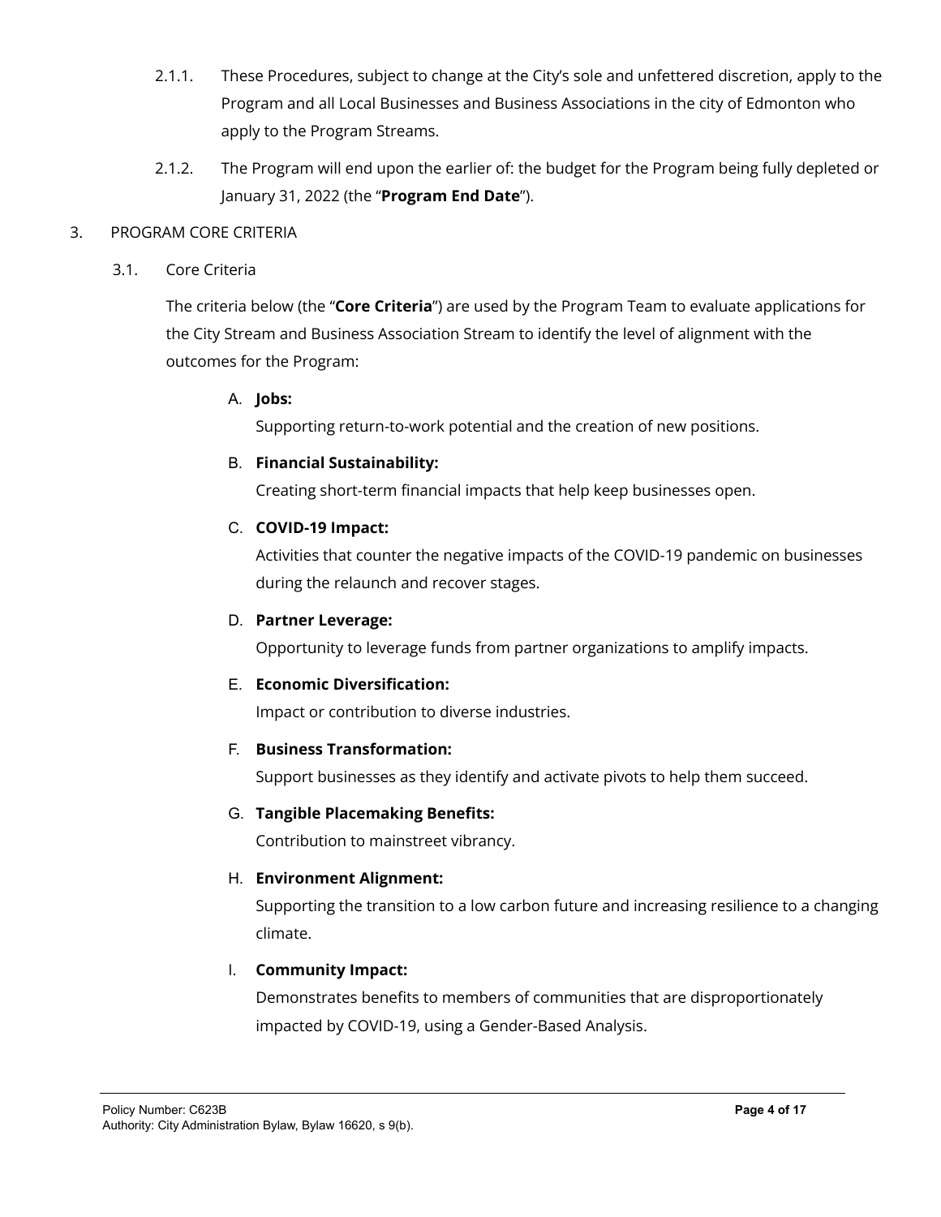2.1.1. These Procedures, subject to change at the City's sole and unfettered discretion, apply to the Program and all Local Businesses and Business Associations in the city of Edmonton who apply to the Program Streams.

2.1.2. The Program will end upon the earlier of: the budget for the Program being fully depleted or January 31, 2022 (the "**Program End Date**").

3. PROGRAM CORE CRITERIA

3.1. Core Criteria

The criteria below (the "**Core Criteria**") are used by the Program Team to evaluate applications for the City Stream and Business Association Stream to identify the level of alignment with the outcomes for the Program:

A. **Jobs:**
Supporting return-to-work potential and the creation of new positions.

B. **Financial Sustainability:**
Creating short-term financial impacts that help keep businesses open.

C. **COVID-19 Impact:**
Activities that counter the negative impacts of the COVID-19 pandemic on businesses during the relaunch and recover stages.

D. **Partner Leverage:**
Opportunity to leverage funds from partner organizations to amplify impacts.

E. **Economic Diversification:**
Impact or contribution to diverse industries.

F. **Business Transformation:**
Support businesses as they identify and activate pivots to help them succeed.

G. **Tangible Placemaking Benefits:**
Contribution to mainstreet vibrancy.

H. **Environment Alignment:**
Supporting the transition to a low carbon future and increasing resilience to a changing climate.

I. **Community Impact:**
Demonstrates benefits to members of communities that are disproportionately impacted by COVID-19, using a Gender-Based Analysis.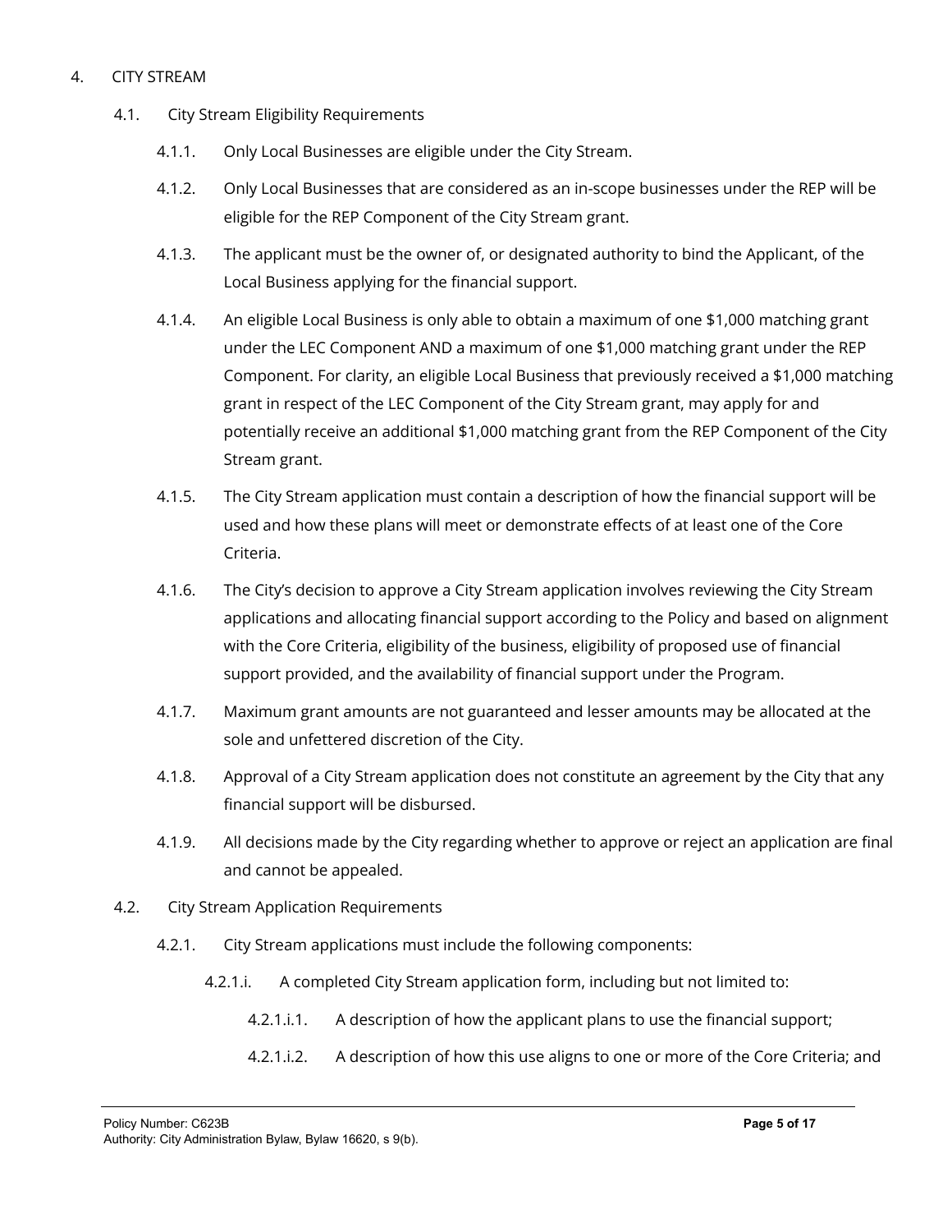## 4. CITY STREAM

### 4.1. City Stream Eligibility Requirements

4.1.1. Only Local Businesses are eligible under the City Stream.

4.1.2. Only Local Businesses that are considered as an in-scope businesses under the REP will be eligible for the REP Component of the City Stream grant.

4.1.3. The applicant must be the owner of, or designated authority to bind the Applicant, of the Local Business applying for the financial support.

4.1.4. An eligible Local Business is only able to obtain a maximum of one $1,000 matching grant under the LEC Component AND a maximum of one $1,000 matching grant under the REP Component. For clarity, an eligible Local Business that previously received a $1,000 matching grant in respect of the LEC Component of the City Stream grant, may apply for and potentially receive an additional $1,000 matching grant from the REP Component of the City Stream grant.

4.1.5. The City Stream application must contain a description of how the financial support will be used and how these plans will meet or demonstrate effects of at least one of the Core Criteria.

4.1.6. The City's decision to approve a City Stream application involves reviewing the City Stream applications and allocating financial support according to the Policy and based on alignment with the Core Criteria, eligibility of the business, eligibility of proposed use of financial support provided, and the availability of financial support under the Program.

4.1.7. Maximum grant amounts are not guaranteed and lesser amounts may be allocated at the sole and unfettered discretion of the City.

4.1.8. Approval of a City Stream application does not constitute an agreement by the City that any financial support will be disbursed.

4.1.9. All decisions made by the City regarding whether to approve or reject an application are final and cannot be appealed.

### 4.2. City Stream Application Requirements

4.2.1. City Stream applications must include the following components:

4.2.1.i. A completed City Stream application form, including but not limited to:

4.2.1.i.1. A description of how the applicant plans to use the financial support;

4.2.1.i.2. A description of how this use aligns to one or more of the Core Criteria; and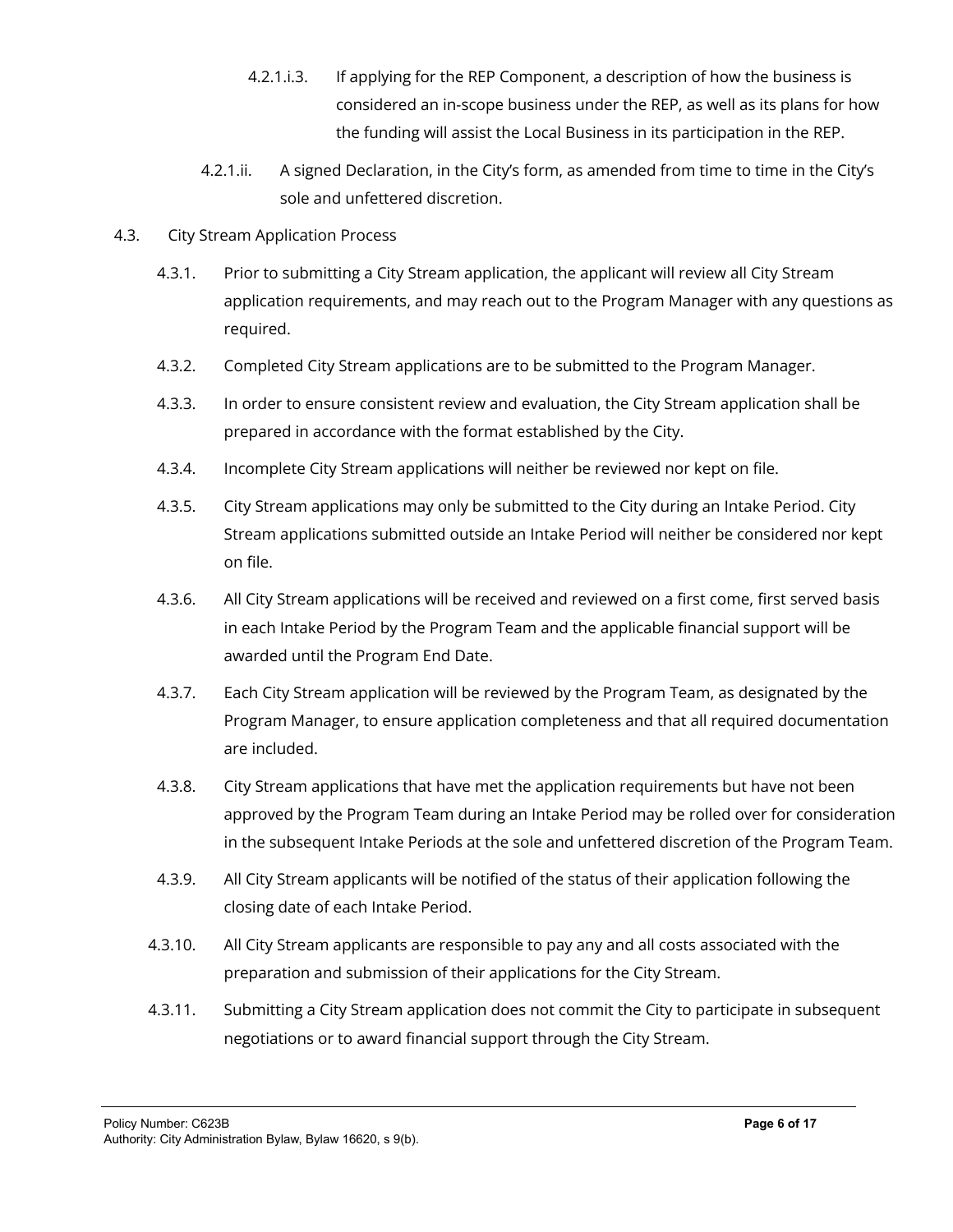4.2.1.i.3. If applying for the REP Component, a description of how the business is considered an in-scope business under the REP, as well as its plans for how the funding will assist the Local Business in its participation in the REP.

4.2.1.ii. A signed Declaration, in the City's form, as amended from time to time in the City's sole and unfettered discretion.

4.3. City Stream Application Process

4.3.1. Prior to submitting a City Stream application, the applicant will review all City Stream application requirements, and may reach out to the Program Manager with any questions as required.

4.3.2. Completed City Stream applications are to be submitted to the Program Manager.

4.3.3. In order to ensure consistent review and evaluation, the City Stream application shall be prepared in accordance with the format established by the City.

4.3.4. Incomplete City Stream applications will neither be reviewed nor kept on file.

4.3.5. City Stream applications may only be submitted to the City during an Intake Period. City Stream applications submitted outside an Intake Period will neither be considered nor kept on file.

4.3.6. All City Stream applications will be received and reviewed on a first come, first served basis in each Intake Period by the Program Team and the applicable financial support will be awarded until the Program End Date.

4.3.7. Each City Stream application will be reviewed by the Program Team, as designated by the Program Manager, to ensure application completeness and that all required documentation are included.

4.3.8. City Stream applications that have met the application requirements but have not been approved by the Program Team during an Intake Period may be rolled over for consideration in the subsequent Intake Periods at the sole and unfettered discretion of the Program Team.

4.3.9. All City Stream applicants will be notified of the status of their application following the closing date of each Intake Period.

4.3.10. All City Stream applicants are responsible to pay any and all costs associated with the preparation and submission of their applications for the City Stream.

4.3.11. Submitting a City Stream application does not commit the City to participate in subsequent negotiations or to award financial support through the City Stream.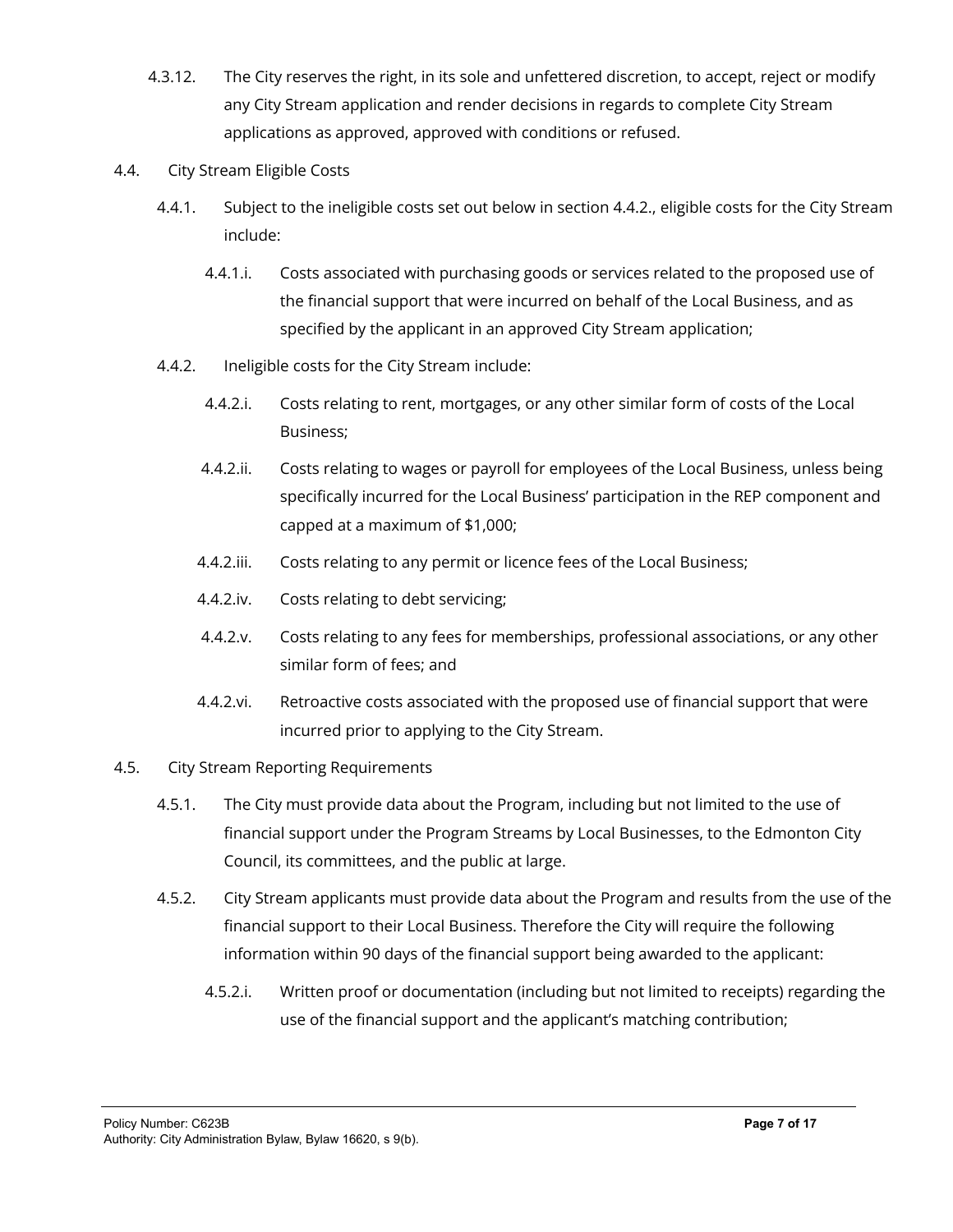4.3.12. The City reserves the right, in its sole and unfettered discretion, to accept, reject or modify any City Stream application and render decisions in regards to complete City Stream applications as approved, approved with conditions or refused.

4.4. City Stream Eligible Costs

4.4.1. Subject to the ineligible costs set out below in section 4.4.2., eligible costs for the City Stream include:

4.4.1.i. Costs associated with purchasing goods or services related to the proposed use of the financial support that were incurred on behalf of the Local Business, and as specified by the applicant in an approved City Stream application;

4.4.2. Ineligible costs for the City Stream include:

4.4.2.i. Costs relating to rent, mortgages, or any other similar form of costs of the Local Business;

4.4.2.ii. Costs relating to wages or payroll for employees of the Local Business, unless being specifically incurred for the Local Business' participation in the REP component and capped at a maximum of $1,000;

4.4.2.iii. Costs relating to any permit or licence fees of the Local Business;

4.4.2.iv. Costs relating to debt servicing;

4.4.2.v. Costs relating to any fees for memberships, professional associations, or any other similar form of fees; and

4.4.2.vi. Retroactive costs associated with the proposed use of financial support that were incurred prior to applying to the City Stream.

4.5. City Stream Reporting Requirements

4.5.1. The City must provide data about the Program, including but not limited to the use of financial support under the Program Streams by Local Businesses, to the Edmonton City Council, its committees, and the public at large.

4.5.2. City Stream applicants must provide data about the Program and results from the use of the financial support to their Local Business. Therefore the City will require the following information within 90 days of the financial support being awarded to the applicant:

4.5.2.i. Written proof or documentation (including but not limited to receipts) regarding the use of the financial support and the applicant's matching contribution;

Policy Number: C623B
Authority: City Administration Bylaw, Bylaw 16620, s 9(b).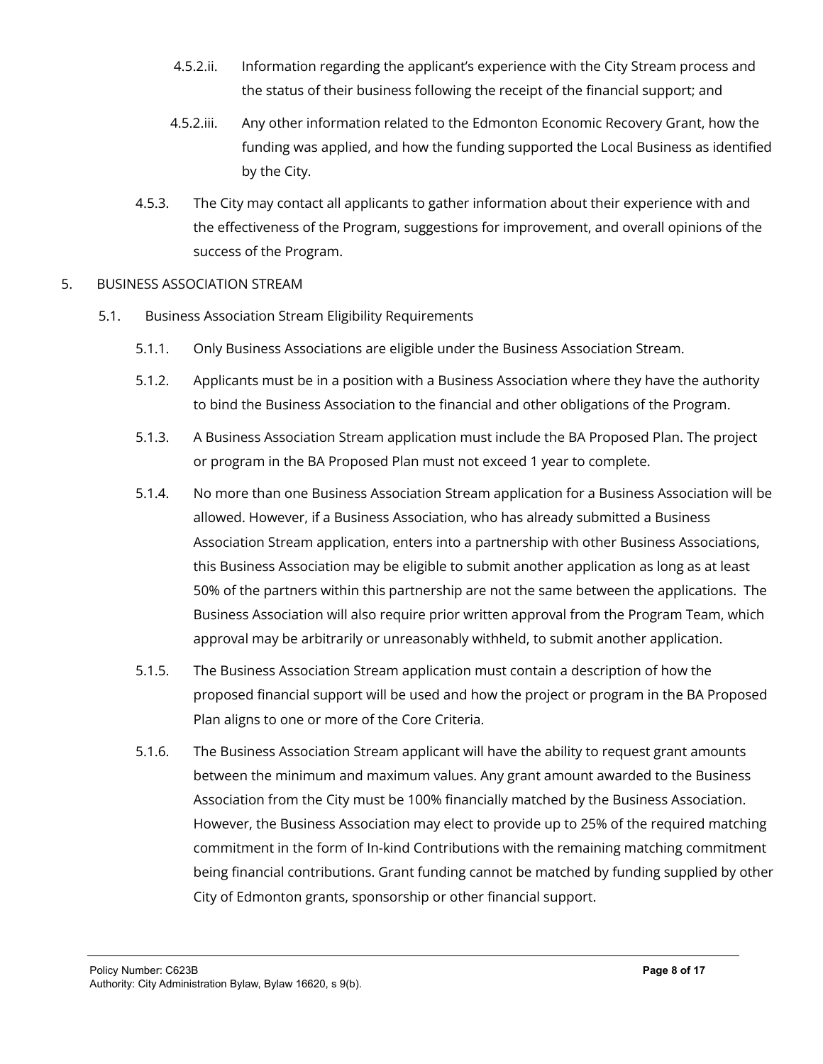4.5.2.ii. Information regarding the applicant's experience with the City Stream process and the status of their business following the receipt of the financial support; and

4.5.2.iii. Any other information related to the Edmonton Economic Recovery Grant, how the funding was applied, and how the funding supported the Local Business as identified by the City.

4.5.3. The City may contact all applicants to gather information about their experience with and the effectiveness of the Program, suggestions for improvement, and overall opinions of the success of the Program.

5. BUSINESS ASSOCIATION STREAM

5.1. Business Association Stream Eligibility Requirements

5.1.1. Only Business Associations are eligible under the Business Association Stream.

5.1.2. Applicants must be in a position with a Business Association where they have the authority to bind the Business Association to the financial and other obligations of the Program.

5.1.3. A Business Association Stream application must include the BA Proposed Plan. The project or program in the BA Proposed Plan must not exceed 1 year to complete.

5.1.4. No more than one Business Association Stream application for a Business Association will be allowed. However, if a Business Association, who has already submitted a Business Association Stream application, enters into a partnership with other Business Associations, this Business Association may be eligible to submit another application as long as at least 50% of the partners within this partnership are not the same between the applications. The Business Association will also require prior written approval from the Program Team, which approval may be arbitrarily or unreasonably withheld, to submit another application.

5.1.5. The Business Association Stream application must contain a description of how the proposed financial support will be used and how the project or program in the BA Proposed Plan aligns to one or more of the Core Criteria.

5.1.6. The Business Association Stream applicant will have the ability to request grant amounts between the minimum and maximum values. Any grant amount awarded to the Business Association from the City must be 100% financially matched by the Business Association. However, the Business Association may elect to provide up to 25% of the required matching commitment in the form of In-kind Contributions with the remaining matching commitment being financial contributions. Grant funding cannot be matched by funding supplied by other City of Edmonton grants, sponsorship or other financial support.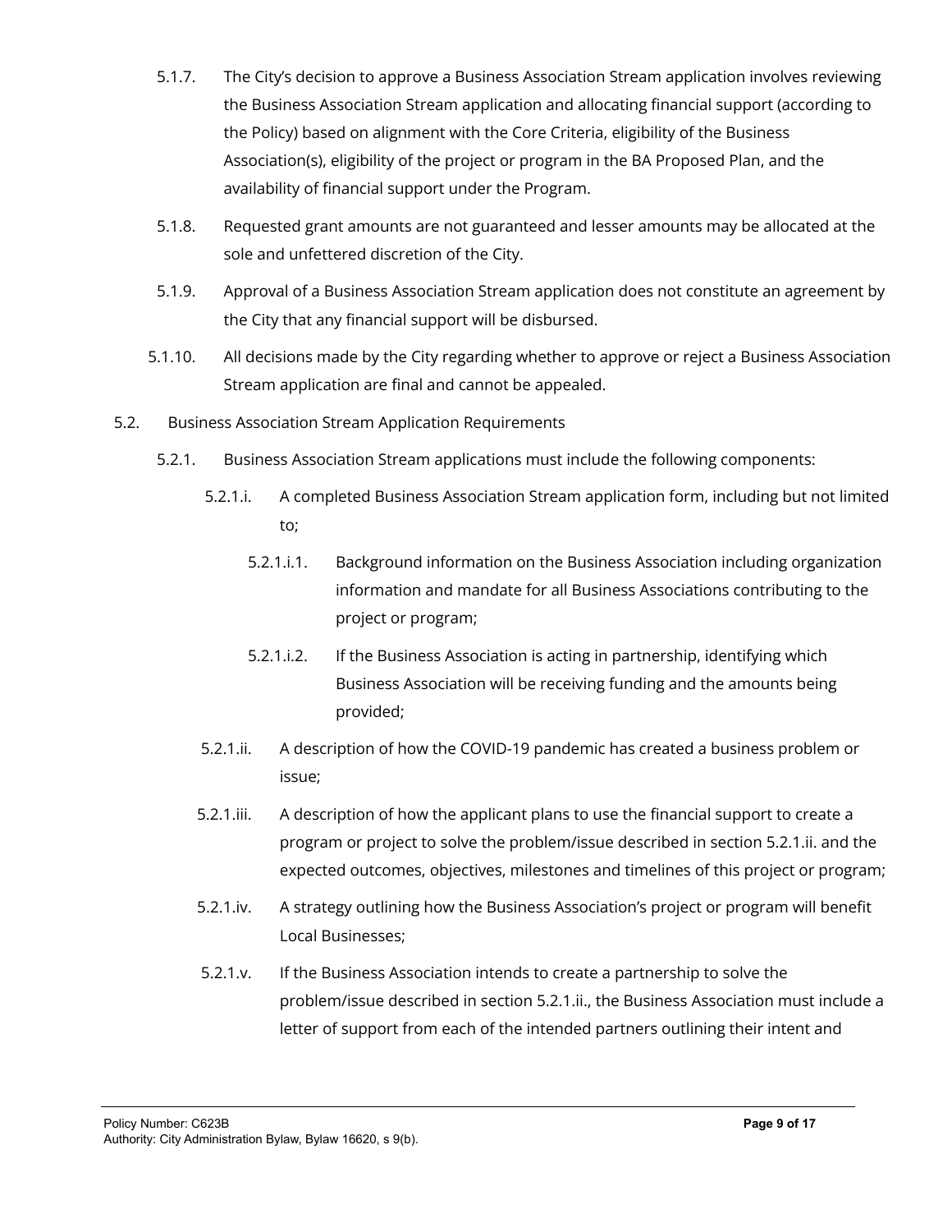5.1.7. The City's decision to approve a Business Association Stream application involves reviewing the Business Association Stream application and allocating financial support (according to the Policy) based on alignment with the Core Criteria, eligibility of the Business Association(s), eligibility of the project or program in the BA Proposed Plan, and the availability of financial support under the Program.

5.1.8. Requested grant amounts are not guaranteed and lesser amounts may be allocated at the sole and unfettered discretion of the City.

5.1.9. Approval of a Business Association Stream application does not constitute an agreement by the City that any financial support will be disbursed.

5.1.10. All decisions made by the City regarding whether to approve or reject a Business Association Stream application are final and cannot be appealed.

5.2. Business Association Stream Application Requirements

5.2.1. Business Association Stream applications must include the following components:

5.2.1.i. A completed Business Association Stream application form, including but not limited to;

5.2.1.i.1. Background information on the Business Association including organization information and mandate for all Business Associations contributing to the project or program;

5.2.1.i.2. If the Business Association is acting in partnership, identifying which Business Association will be receiving funding and the amounts being provided;

5.2.1.ii. A description of how the COVID-19 pandemic has created a business problem or issue;

5.2.1.iii. A description of how the applicant plans to use the financial support to create a program or project to solve the problem/issue described in section 5.2.1.ii. and the expected outcomes, objectives, milestones and timelines of this project or program;

5.2.1.iv. A strategy outlining how the Business Association's project or program will benefit Local Businesses;

5.2.1.v. If the Business Association intends to create a partnership to solve the problem/issue described in section 5.2.1.ii., the Business Association must include a letter of support from each of the intended partners outlining their intent and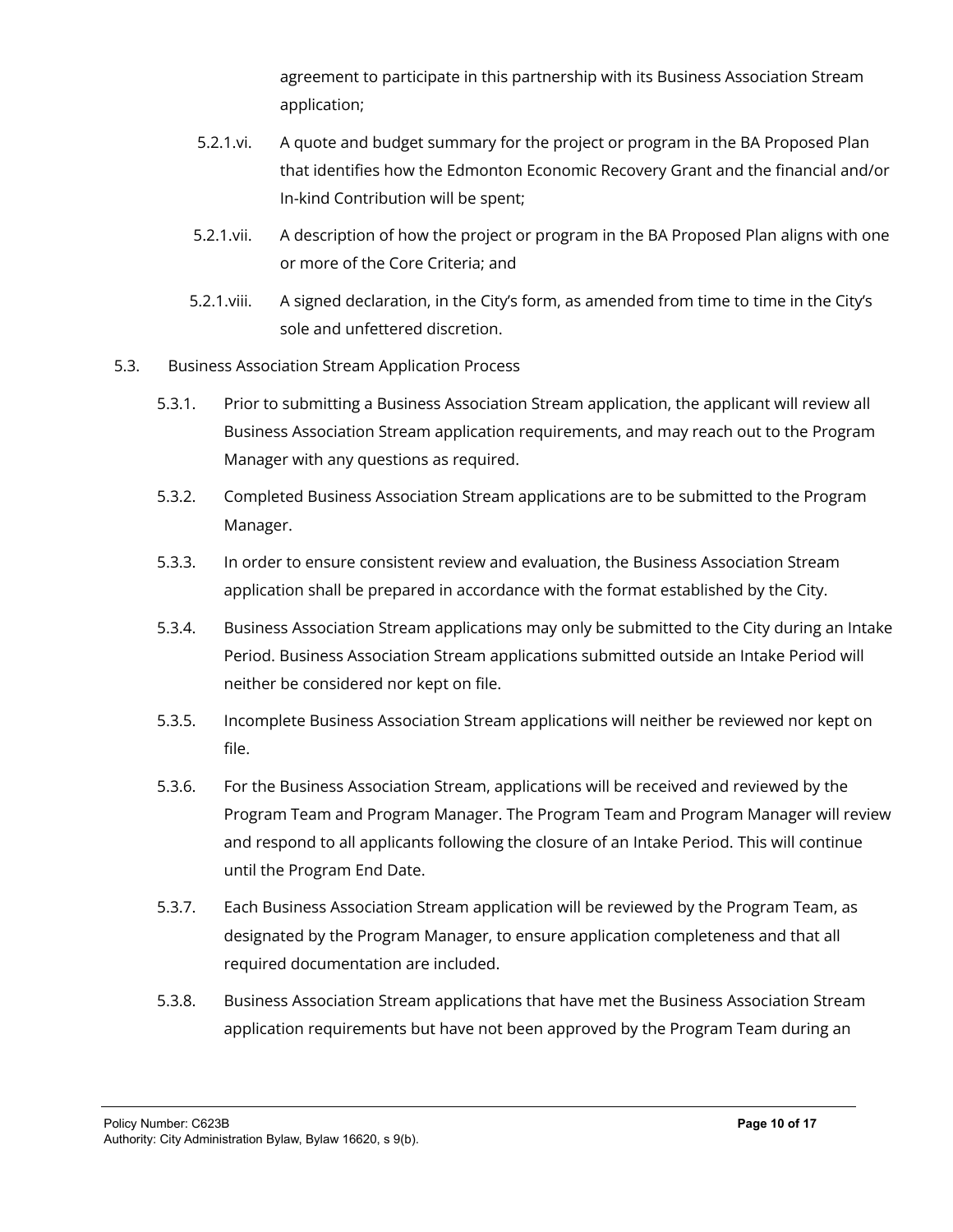agreement to participate in this partnership with its Business Association Stream application;

5.2.1.vi. A quote and budget summary for the project or program in the BA Proposed Plan that identifies how the Edmonton Economic Recovery Grant and the financial and/or In-kind Contribution will be spent;

5.2.1.vii. A description of how the project or program in the BA Proposed Plan aligns with one or more of the Core Criteria; and

5.2.1.viii. A signed declaration, in the City's form, as amended from time to time in the City's sole and unfettered discretion.

5.3. Business Association Stream Application Process

5.3.1. Prior to submitting a Business Association Stream application, the applicant will review all Business Association Stream application requirements, and may reach out to the Program Manager with any questions as required.

5.3.2. Completed Business Association Stream applications are to be submitted to the Program Manager.

5.3.3. In order to ensure consistent review and evaluation, the Business Association Stream application shall be prepared in accordance with the format established by the City.

5.3.4. Business Association Stream applications may only be submitted to the City during an Intake Period. Business Association Stream applications submitted outside an Intake Period will neither be considered nor kept on file.

5.3.5. Incomplete Business Association Stream applications will neither be reviewed nor kept on file.

5.3.6. For the Business Association Stream, applications will be received and reviewed by the Program Team and Program Manager. The Program Team and Program Manager will review and respond to all applicants following the closure of an Intake Period. This will continue until the Program End Date.

5.3.7. Each Business Association Stream application will be reviewed by the Program Team, as designated by the Program Manager, to ensure application completeness and that all required documentation are included.

5.3.8. Business Association Stream applications that have met the Business Association Stream application requirements but have not been approved by the Program Team during an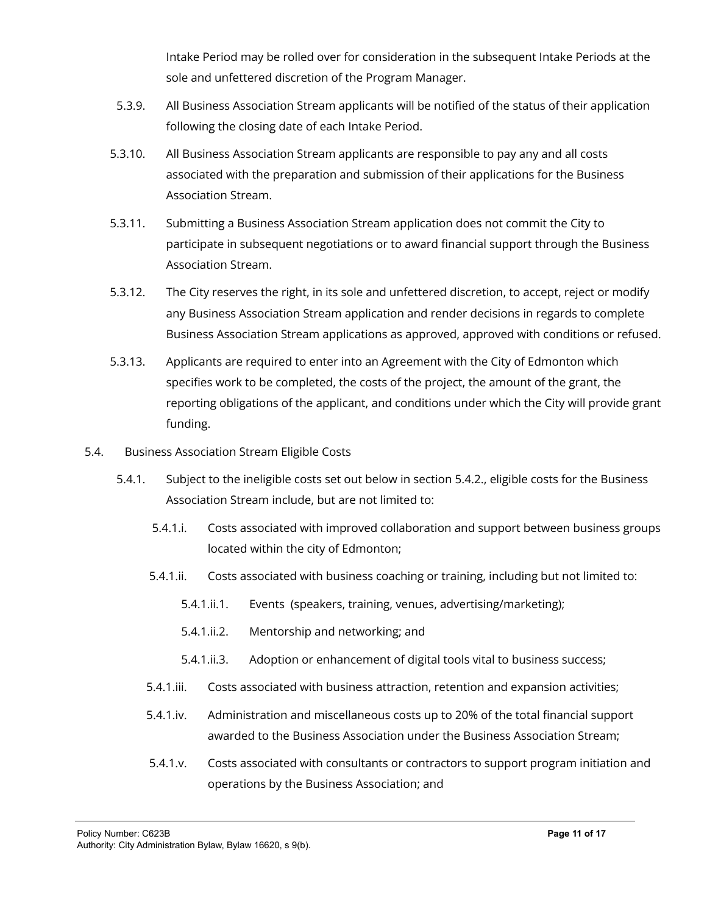Intake Period may be rolled over for consideration in the subsequent Intake Periods at the sole and unfettered discretion of the Program Manager.

5.3.9. All Business Association Stream applicants will be notified of the status of their application following the closing date of each Intake Period.

5.3.10. All Business Association Stream applicants are responsible to pay any and all costs associated with the preparation and submission of their applications for the Business Association Stream.

5.3.11. Submitting a Business Association Stream application does not commit the City to participate in subsequent negotiations or to award financial support through the Business Association Stream.

5.3.12. The City reserves the right, in its sole and unfettered discretion, to accept, reject or modify any Business Association Stream application and render decisions in regards to complete Business Association Stream applications as approved, approved with conditions or refused.

5.3.13. Applicants are required to enter into an Agreement with the City of Edmonton which specifies work to be completed, the costs of the project, the amount of the grant, the reporting obligations of the applicant, and conditions under which the City will provide grant funding.

5.4. Business Association Stream Eligible Costs

5.4.1. Subject to the ineligible costs set out below in section 5.4.2., eligible costs for the Business Association Stream include, but are not limited to:

5.4.1.i. Costs associated with improved collaboration and support between business groups located within the city of Edmonton;

5.4.1.ii. Costs associated with business coaching or training, including but not limited to:

5.4.1.ii.1. Events (speakers, training, venues, advertising/marketing);

5.4.1.ii.2. Mentorship and networking; and

5.4.1.ii.3. Adoption or enhancement of digital tools vital to business success;

5.4.1.iii. Costs associated with business attraction, retention and expansion activities;

5.4.1.iv. Administration and miscellaneous costs up to 20% of the total financial support awarded to the Business Association under the Business Association Stream;

5.4.1.v. Costs associated with consultants or contractors to support program initiation and operations by the Business Association; and

Policy Number: C623B

Authority: City Administration Bylaw, Bylaw 16620, s 9(b).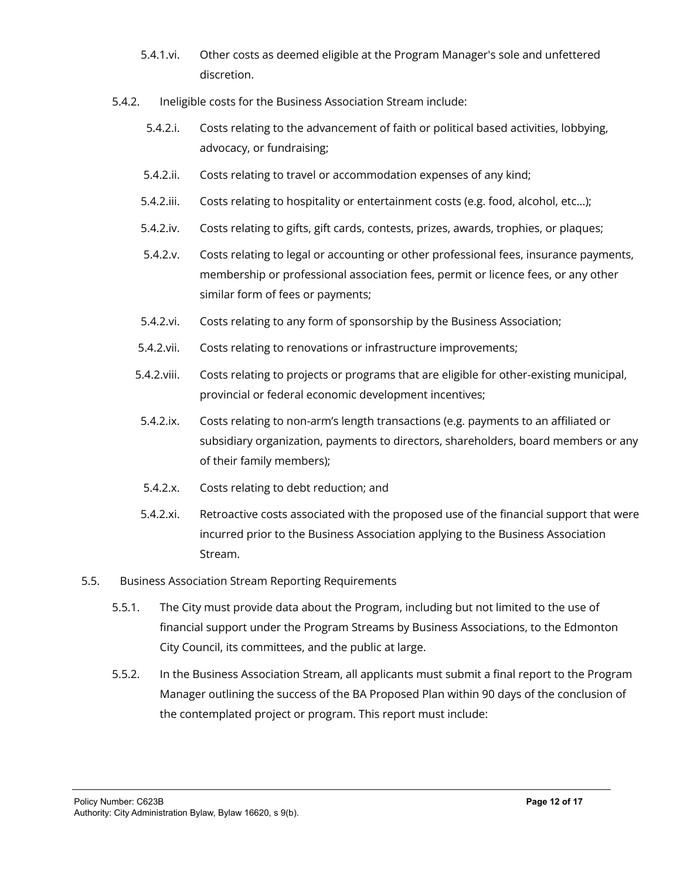5.4.1.vi. Other costs as deemed eligible at the Program Manager's sole and unfettered discretion.

5.4.2. Ineligible costs for the Business Association Stream include:

5.4.2.i. Costs relating to the advancement of faith or political based activities, lobbying, advocacy, or fundraising;

5.4.2.ii. Costs relating to travel or accommodation expenses of any kind;

5.4.2.iii. Costs relating to hospitality or entertainment costs (e.g. food, alcohol, etc...);

5.4.2.iv. Costs relating to gifts, gift cards, contests, prizes, awards, trophies, or plaques;

5.4.2.v. Costs relating to legal or accounting or other professional fees, insurance payments, membership or professional association fees, permit or licence fees, or any other similar form of fees or payments;

5.4.2.vi. Costs relating to any form of sponsorship by the Business Association;

5.4.2.vii. Costs relating to renovations or infrastructure improvements;

5.4.2.viii. Costs relating to projects or programs that are eligible for other-existing municipal, provincial or federal economic development incentives;

5.4.2.ix. Costs relating to non-arm's length transactions (e.g. payments to an affiliated or subsidiary organization, payments to directors, shareholders, board members or any of their family members);

5.4.2.x. Costs relating to debt reduction; and

5.4.2.xi. Retroactive costs associated with the proposed use of the financial support that were incurred prior to the Business Association applying to the Business Association Stream.

5.5. Business Association Stream Reporting Requirements

5.5.1. The City must provide data about the Program, including but not limited to the use of financial support under the Program Streams by Business Associations, to the Edmonton City Council, its committees, and the public at large.

5.5.2. In the Business Association Stream, all applicants must submit a final report to the Program Manager outlining the success of the BA Proposed Plan within 90 days of the conclusion of the contemplated project or program. This report must include: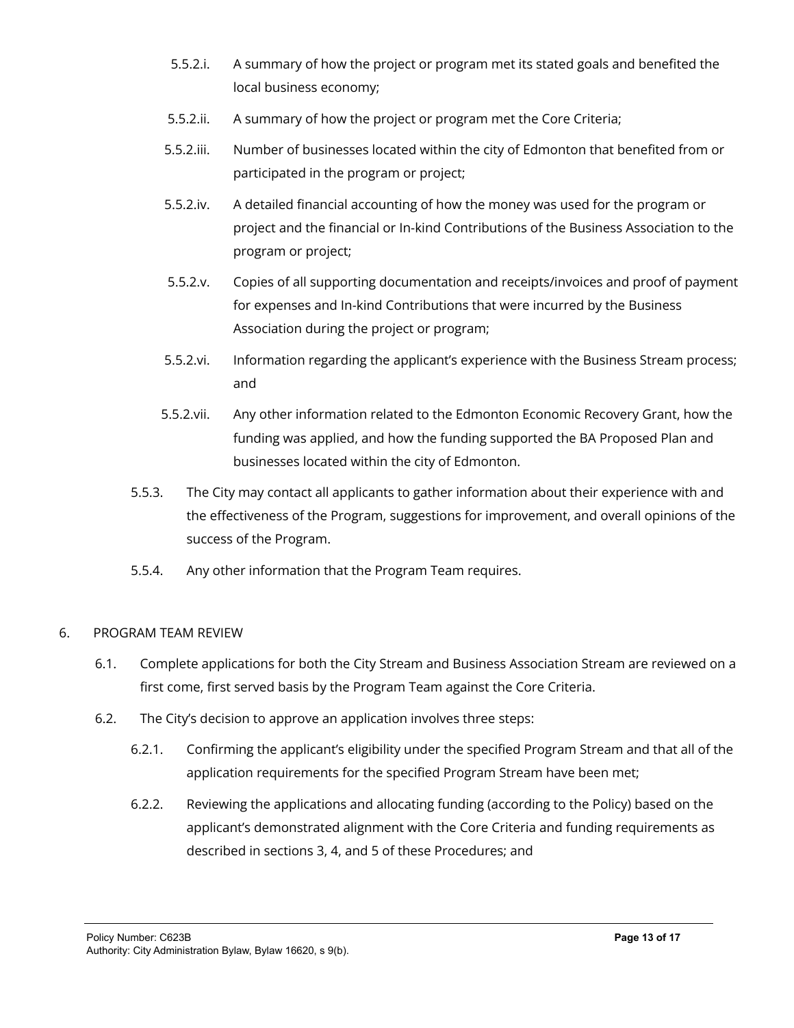5.5.2.i. A summary of how the project or program met its stated goals and benefited the local business economy;

5.5.2.ii. A summary of how the project or program met the Core Criteria;

5.5.2.iii. Number of businesses located within the city of Edmonton that benefited from or participated in the program or project;

5.5.2.iv. A detailed financial accounting of how the money was used for the program or project and the financial or In-kind Contributions of the Business Association to the program or project;

5.5.2.v. Copies of all supporting documentation and receipts/invoices and proof of payment for expenses and In-kind Contributions that were incurred by the Business Association during the project or program;

5.5.2.vi. Information regarding the applicant's experience with the Business Stream process; and

5.5.2.vii. Any other information related to the Edmonton Economic Recovery Grant, how the funding was applied, and how the funding supported the BA Proposed Plan and businesses located within the city of Edmonton.

5.5.3. The City may contact all applicants to gather information about their experience with and the effectiveness of the Program, suggestions for improvement, and overall opinions of the success of the Program.

5.5.4. Any other information that the Program Team requires.

6. PROGRAM TEAM REVIEW

6.1. Complete applications for both the City Stream and Business Association Stream are reviewed on a first come, first served basis by the Program Team against the Core Criteria.

6.2. The City's decision to approve an application involves three steps:

6.2.1. Confirming the applicant's eligibility under the specified Program Stream and that all of the application requirements for the specified Program Stream have been met;

6.2.2. Reviewing the applications and allocating funding (according to the Policy) based on the applicant's demonstrated alignment with the Core Criteria and funding requirements as described in sections 3, 4, and 5 of these Procedures; and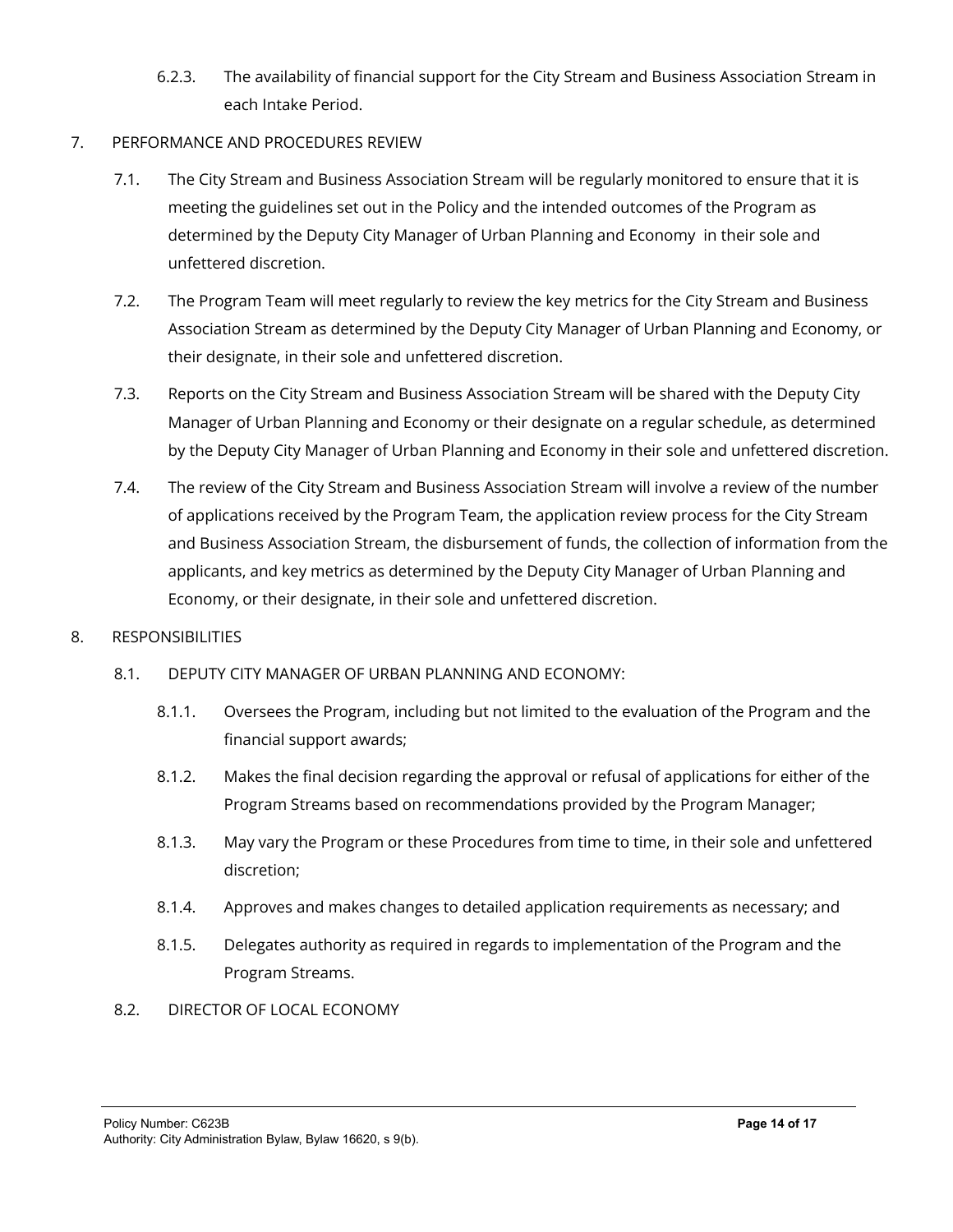6.2.3. The availability of financial support for the City Stream and Business Association Stream in each Intake Period.

7. PERFORMANCE AND PROCEDURES REVIEW

7.1. The City Stream and Business Association Stream will be regularly monitored to ensure that it is meeting the guidelines set out in the Policy and the intended outcomes of the Program as determined by the Deputy City Manager of Urban Planning and Economy in their sole and unfettered discretion.

7.2. The Program Team will meet regularly to review the key metrics for the City Stream and Business Association Stream as determined by the Deputy City Manager of Urban Planning and Economy, or their designate, in their sole and unfettered discretion.

7.3. Reports on the City Stream and Business Association Stream will be shared with the Deputy City Manager of Urban Planning and Economy or their designate on a regular schedule, as determined by the Deputy City Manager of Urban Planning and Economy in their sole and unfettered discretion.

7.4. The review of the City Stream and Business Association Stream will involve a review of the number of applications received by the Program Team, the application review process for the City Stream and Business Association Stream, the disbursement of funds, the collection of information from the applicants, and key metrics as determined by the Deputy City Manager of Urban Planning and Economy, or their designate, in their sole and unfettered discretion.

8. RESPONSIBILITIES

8.1. DEPUTY CITY MANAGER OF URBAN PLANNING AND ECONOMY:

8.1.1. Oversees the Program, including but not limited to the evaluation of the Program and the financial support awards;

8.1.2. Makes the final decision regarding the approval or refusal of applications for either of the Program Streams based on recommendations provided by the Program Manager;

8.1.3. May vary the Program or these Procedures from time to time, in their sole and unfettered discretion;

8.1.4. Approves and makes changes to detailed application requirements as necessary; and

8.1.5. Delegates authority as required in regards to implementation of the Program and the Program Streams.

8.2. DIRECTOR OF LOCAL ECONOMY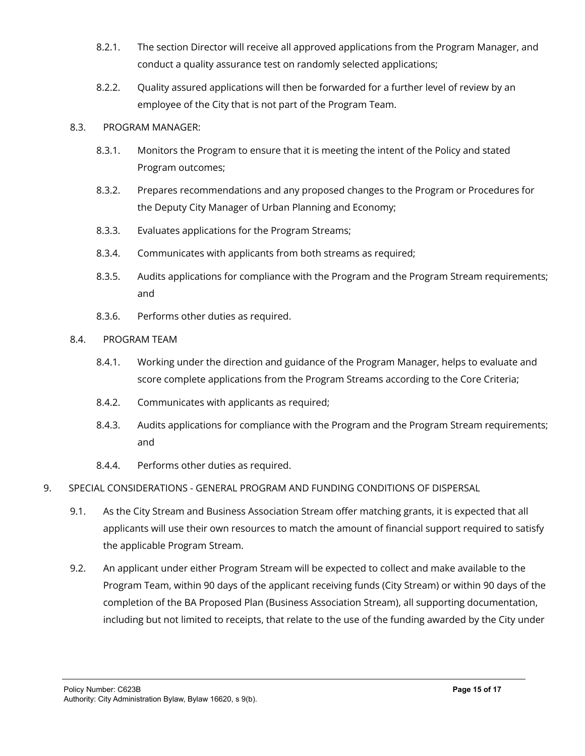8.2.1. The section Director will receive all approved applications from the Program Manager, and conduct a quality assurance test on randomly selected applications;

8.2.2. Quality assured applications will then be forwarded for a further level of review by an employee of the City that is not part of the Program Team.

8.3. PROGRAM MANAGER:

8.3.1. Monitors the Program to ensure that it is meeting the intent of the Policy and stated Program outcomes;

8.3.2. Prepares recommendations and any proposed changes to the Program or Procedures for the Deputy City Manager of Urban Planning and Economy;

8.3.3. Evaluates applications for the Program Streams;

8.3.4. Communicates with applicants from both streams as required;

8.3.5. Audits applications for compliance with the Program and the Program Stream requirements; and

8.3.6. Performs other duties as required.

8.4. PROGRAM TEAM

8.4.1. Working under the direction and guidance of the Program Manager, helps to evaluate and score complete applications from the Program Streams according to the Core Criteria;

8.4.2. Communicates with applicants as required;

8.4.3. Audits applications for compliance with the Program and the Program Stream requirements; and

8.4.4. Performs other duties as required.

9. SPECIAL CONSIDERATIONS - GENERAL PROGRAM AND FUNDING CONDITIONS OF DISPERSAL

9.1. As the City Stream and Business Association Stream offer matching grants, it is expected that all applicants will use their own resources to match the amount of financial support required to satisfy the applicable Program Stream.

9.2. An applicant under either Program Stream will be expected to collect and make available to the Program Team, within 90 days of the applicant receiving funds (City Stream) or within 90 days of the completion of the BA Proposed Plan (Business Association Stream), all supporting documentation, including but not limited to receipts, that relate to the use of the funding awarded by the City under

Policy Number: C623B
Authority: City Administration Bylaw, Bylaw 16620, s 9(b).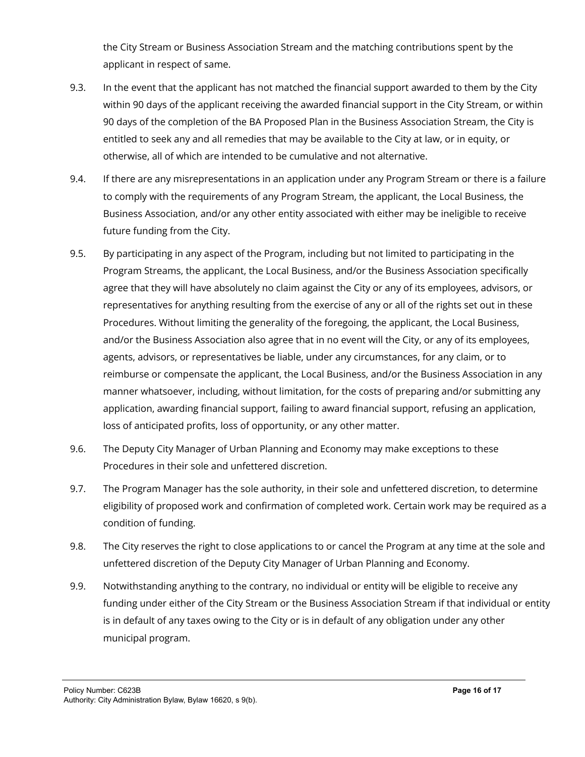the City Stream or Business Association Stream and the matching contributions spent by the applicant in respect of same.

9.3. In the event that the applicant has not matched the financial support awarded to them by the City within 90 days of the applicant receiving the awarded financial support in the City Stream, or within 90 days of the completion of the BA Proposed Plan in the Business Association Stream, the City is entitled to seek any and all remedies that may be available to the City at law, or in equity, or otherwise, all of which are intended to be cumulative and not alternative.

9.4. If there are any misrepresentations in an application under any Program Stream or there is a failure to comply with the requirements of any Program Stream, the applicant, the Local Business, the Business Association, and/or any other entity associated with either may be ineligible to receive future funding from the City.

9.5. By participating in any aspect of the Program, including but not limited to participating in the Program Streams, the applicant, the Local Business, and/or the Business Association specifically agree that they will have absolutely no claim against the City or any of its employees, advisors, or representatives for anything resulting from the exercise of any or all of the rights set out in these Procedures. Without limiting the generality of the foregoing, the applicant, the Local Business, and/or the Business Association also agree that in no event will the City, or any of its employees, agents, advisors, or representatives be liable, under any circumstances, for any claim, or to reimburse or compensate the applicant, the Local Business, and/or the Business Association in any manner whatsoever, including, without limitation, for the costs of preparing and/or submitting any application, awarding financial support, failing to award financial support, refusing an application, loss of anticipated profits, loss of opportunity, or any other matter.

9.6. The Deputy City Manager of Urban Planning and Economy may make exceptions to these Procedures in their sole and unfettered discretion.

9.7. The Program Manager has the sole authority, in their sole and unfettered discretion, to determine eligibility of proposed work and confirmation of completed work. Certain work may be required as a condition of funding.

9.8. The City reserves the right to close applications to or cancel the Program at any time at the sole and unfettered discretion of the Deputy City Manager of Urban Planning and Economy.

9.9. Notwithstanding anything to the contrary, no individual or entity will be eligible to receive any funding under either of the City Stream or the Business Association Stream if that individual or entity is in default of any taxes owing to the City or is in default of any obligation under any other municipal program.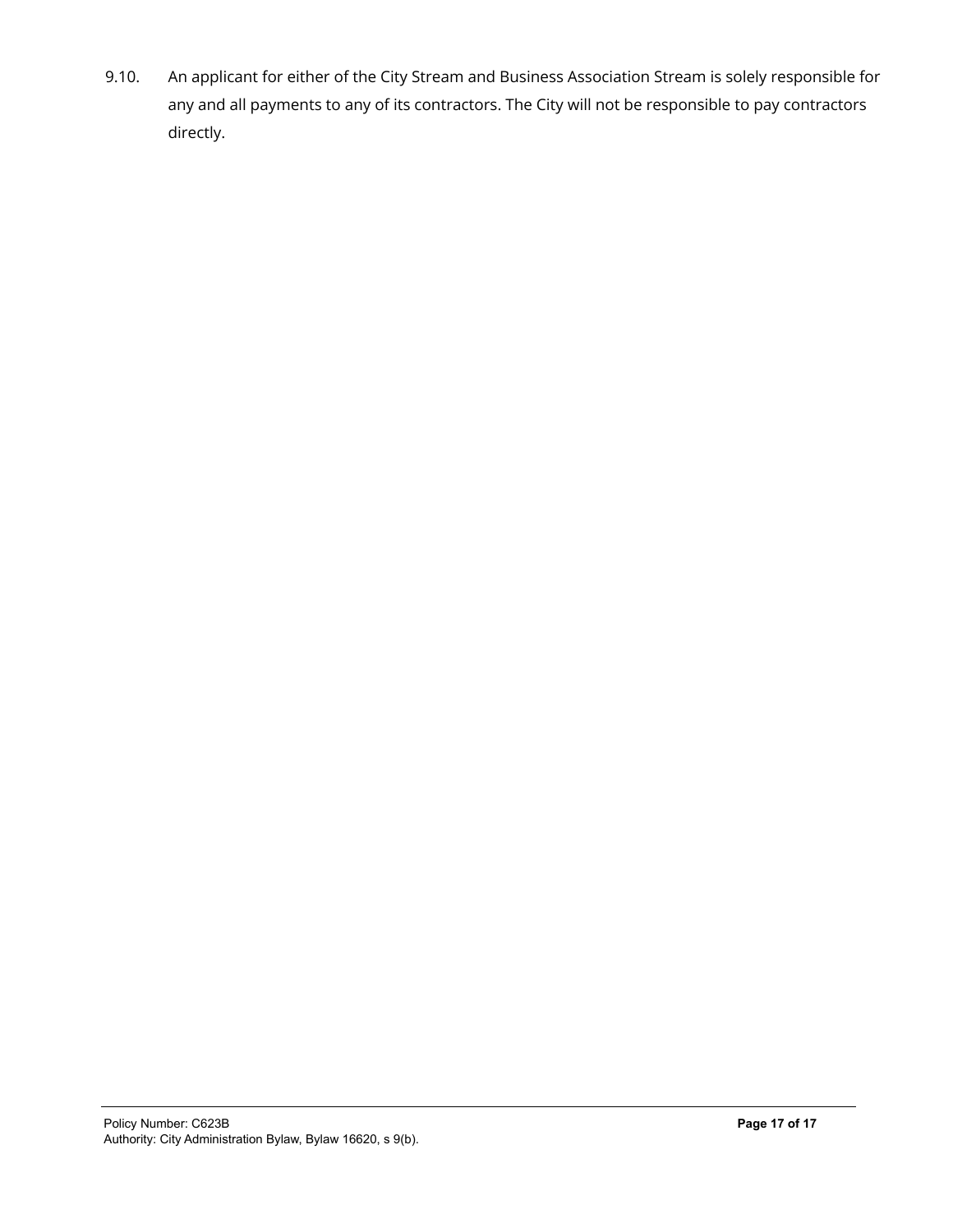9.10. An applicant for either of the City Stream and Business Association Stream is solely responsible for any and all payments to any of its contractors. The City will not be responsible to pay contractors directly.